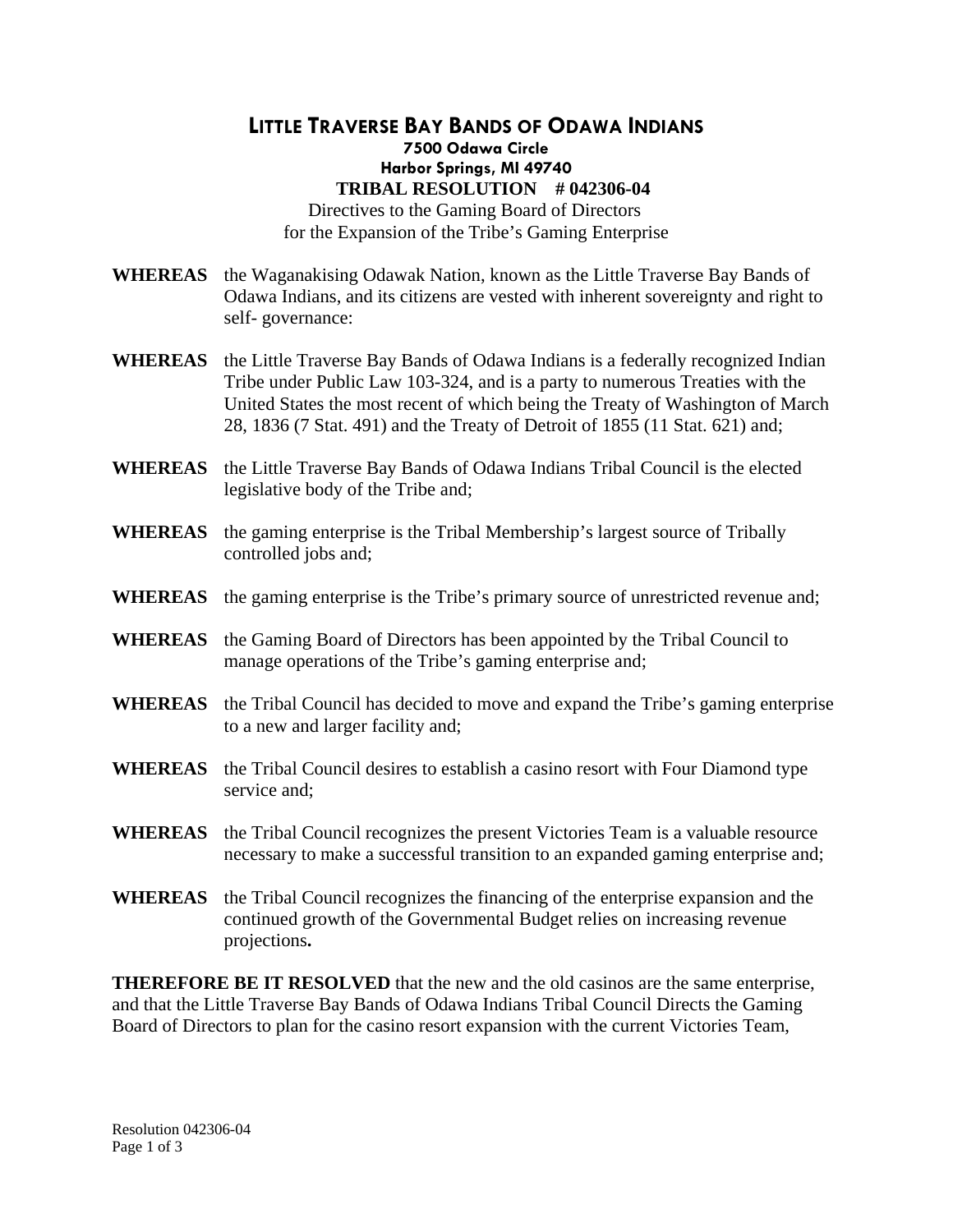# LITTLE TRAVERSE BAY BANDS OF ODAWA INDIANS

**7500 Odawa Circle**
**Harbor Springs, MI 49740**

**TRIBAL RESOLUTION # 042306-04**

Directives to the Gaming Board of Directors
for the Expansion of the Tribe's Gaming Enterprise

**WHEREAS** the Waganakising Odawak Nation, known as the Little Traverse Bay Bands of Odawa Indians, and its citizens are vested with inherent sovereignty and right to self- governance:

**WHEREAS** the Little Traverse Bay Bands of Odawa Indians is a federally recognized Indian Tribe under Public Law 103-324, and is a party to numerous Treaties with the United States the most recent of which being the Treaty of Washington of March 28, 1836 (7 Stat. 491) and the Treaty of Detroit of 1855 (11 Stat. 621) and;

**WHEREAS** the Little Traverse Bay Bands of Odawa Indians Tribal Council is the elected legislative body of the Tribe and;

**WHEREAS** the gaming enterprise is the Tribal Membership's largest source of Tribally controlled jobs and;

**WHEREAS** the gaming enterprise is the Tribe's primary source of unrestricted revenue and;

**WHEREAS** the Gaming Board of Directors has been appointed by the Tribal Council to manage operations of the Tribe's gaming enterprise and;

**WHEREAS** the Tribal Council has decided to move and expand the Tribe's gaming enterprise to a new and larger facility and;

**WHEREAS** the Tribal Council desires to establish a casino resort with Four Diamond type service and;

**WHEREAS** the Tribal Council recognizes the present Victories Team is a valuable resource necessary to make a successful transition to an expanded gaming enterprise and;

**WHEREAS** the Tribal Council recognizes the financing of the enterprise expansion and the continued growth of the Governmental Budget relies on increasing revenue projections**.**

**THEREFORE BE IT RESOLVED** that the new and the old casinos are the same enterprise, and that the Little Traverse Bay Bands of Odawa Indians Tribal Council Directs the Gaming Board of Directors to plan for the casino resort expansion with the current Victories Team,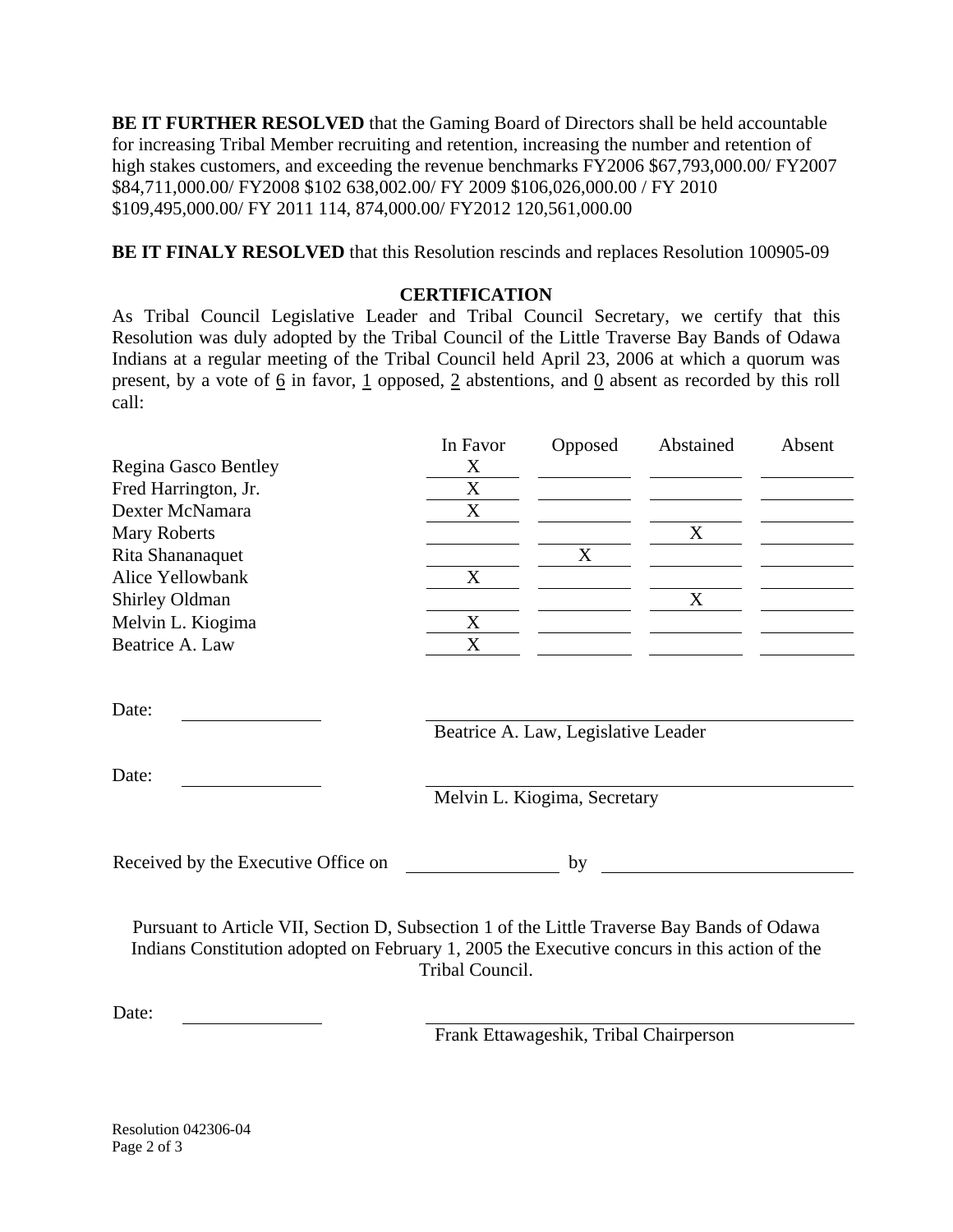**BE IT FURTHER RESOLVED** that the Gaming Board of Directors shall be held accountable for increasing Tribal Member recruiting and retention, increasing the number and retention of high stakes customers, and exceeding the revenue benchmarks FY2006 $67,793,000.00/ FY2007 $84,711,000.00/ FY2008 $102 638,002.00/ FY 2009 $106,026,000.00 / FY 2010 $109,495,000.00/ FY 2011 114, 874,000.00/ FY2012 120,561,000.00

**BE IT FINALY RESOLVED** that this Resolution rescinds and replaces Resolution 100905-09

## CERTIFICATION

As Tribal Council Legislative Leader and Tribal Council Secretary, we certify that this Resolution was duly adopted by the Tribal Council of the Little Traverse Bay Bands of Odawa Indians at a regular meeting of the Tribal Council held April 23, 2006 at which a quorum was present, by a vote of 6 in favor, 1 opposed, 2 abstentions, and 0 absent as recorded by this roll call:

| | In Favor | Opposed | Abstained | Absent |
|---|---|---|---|---|
| Regina Gasco Bentley | X | | | |
| Fred Harrington, Jr. | X | | | |
| Dexter McNamara | X | | | |
| Mary Roberts | | | X | |
| Rita Shananaquet | | X | | |
| Alice Yellowbank | X | | | |
| Shirley Oldman | | | X | |
| Melvin L. Kiogima | X | | | |
| Beatrice A. Law | X | | | |

Date: ____________ ______________________________
Beatrice A. Law, Legislative Leader

Date: ____________ ______________________________
Melvin L. Kiogima, Secretary

Received by the Executive Office on ____________ by ______________________

Pursuant to Article VII, Section D, Subsection 1 of the Little Traverse Bay Bands of Odawa Indians Constitution adopted on February 1, 2005 the Executive concurs in this action of the Tribal Council.

Date: ____________ ______________________________
Frank Ettawageshik, Tribal Chairperson

Resolution 042306-04